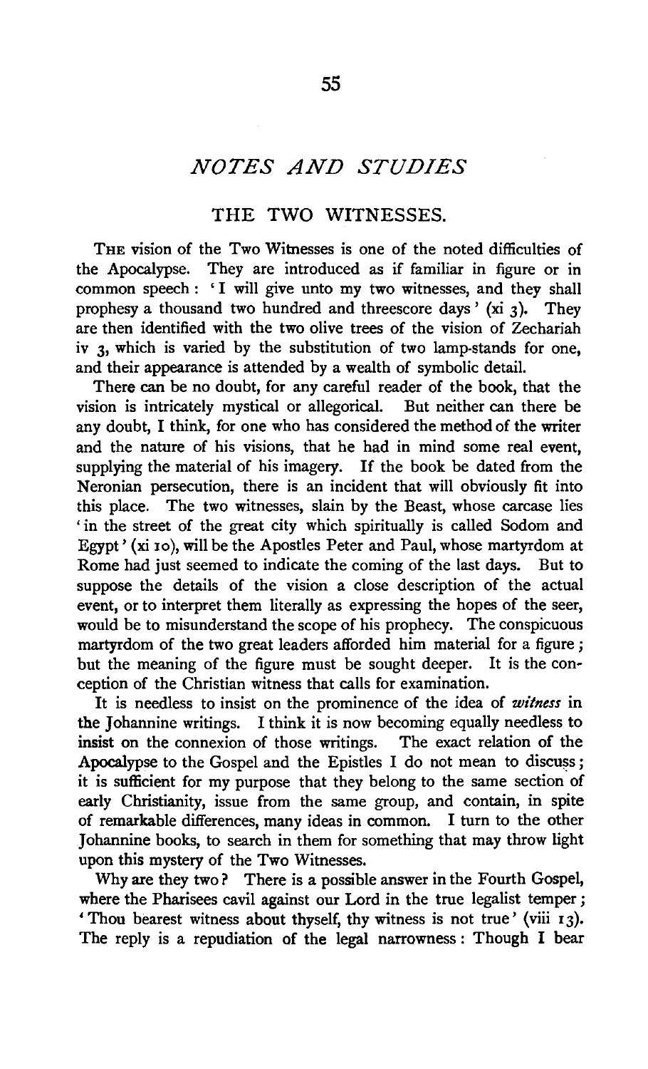# NOTES AND STUDIES

## THE TWO WITNESSES.

THE vision of the Two Witnesses is one of the noted difficulties of the Apocalypse. They are introduced as if familiar in figure or in common speech: 'I will give unto my two witnesses, and they shall prophesy a thousand two hundred and threescore days' (xi 3). They are then identified with the two olive trees of the vision of Zechariah iv 3, which is varied by the substitution of two lamp-stands for one, and their appearance is attended by a wealth of symbolic detail.

There can be no doubt, for any careful reader of the book, that the vision is intricately mystical or allegorical. But neither can there be any doubt, I think, for one who has considered the method of the writer and the nature of his visions, that he had in mind some real event, supplying the material of his imagery. If the book be dated from the Neronian persecution, there is an incident that will obviously fit into this place. The two witnesses, slain by the Beast, whose carcase lies 'in the street of the great city which spiritually is called Sodom and Egypt' (xi 10), will be the Apostles Peter and Paul, whose martyrdom at Rome had just seemed to indicate the coming of the last days. But to suppose the details of the vision a close description of the actual event, or to interpret them literally as expressing the hopes of the seer, would be to misunderstand the scope of his prophecy. The conspicuous martyrdom of the two great leaders afforded him material for a figure; but the meaning of the figure must be sought deeper. It is the conception of the Christian witness that calls for examination.

It is needless to insist on the prominence of the idea of *witness* in the Johannine writings. I think it is now becoming equally needless to insist on the connexion of those writings. The exact relation of the Apocalypse to the Gospel and the Epistles I do not mean to discuss; it is sufficient for my purpose that they belong to the same section of early Christianity, issue from the same group, and contain, in spite of remarkable differences, many ideas in common. I turn to the other Johannine books, to search in them for something that may throw light upon this mystery of the Two Witnesses.

Why are they two? There is a possible answer in the Fourth Gospel, where the Pharisees cavil against our Lord in the true legalist temper; 'Thou bearest witness about thyself, thy witness is not true' (viii 13). The reply is a repudiation of the legal narrowness: Though I bear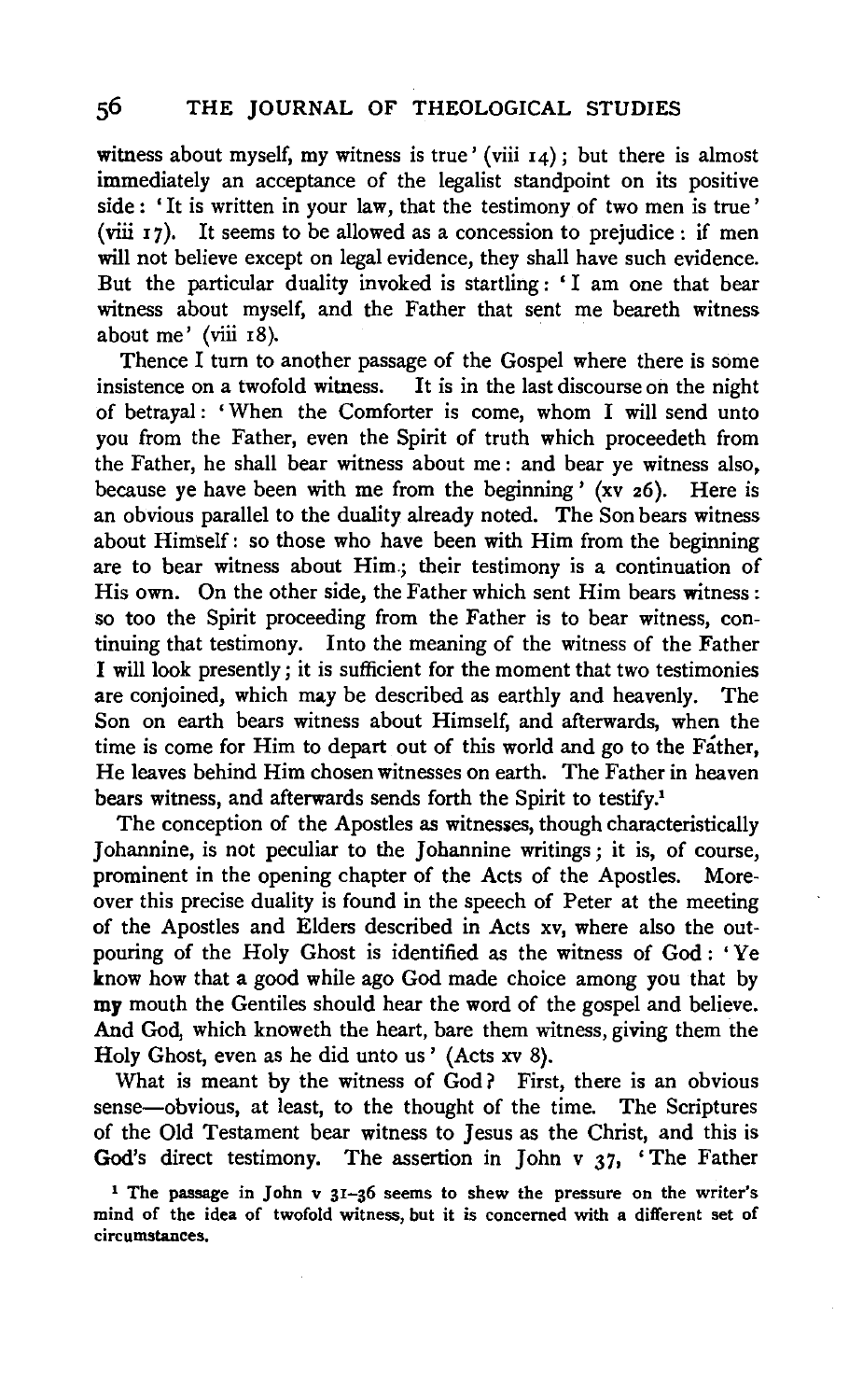witness about myself, my witness is true' (viii 14); but there is almost immediately an acceptance of the legalist standpoint on its positive side: 'It is written in your law, that the testimony of two men is true' (viii 17). It seems to be allowed as a concession to prejudice: if men will not believe except on legal evidence, they shall have such evidence. But the particular duality invoked is startling: 'I am one that bear witness about myself, and the Father that sent me beareth witness about me' (viii 18).

Thence I turn to another passage of the Gospel where there is some insistence on a twofold witness. It is in the last discourse on the night of betrayal: 'When the Comforter is come, whom I will send unto you from the Father, even the Spirit of truth which proceedeth from the Father, he shall bear witness about me: and bear ye witness also, because ye have been with me from the beginning' (xv 26). Here is an obvious parallel to the duality already noted. The Son bears witness about Himself: so those who have been with Him from the beginning are to bear witness about Him; their testimony is a continuation of His own. On the other side, the Father which sent Him bears witness: so too the Spirit proceeding from the Father is to bear witness, continuing that testimony. Into the meaning of the witness of the Father I will look presently; it is sufficient for the moment that two testimonies are conjoined, which may be described as earthly and heavenly. The Son on earth bears witness about Himself, and afterwards, when the time is come for Him to depart out of this world and go to the Father, He leaves behind Him chosen witnesses on earth. The Father in heaven bears witness, and afterwards sends forth the Spirit to testify.[1]

The conception of the Apostles as witnesses, though characteristically Johannine, is not peculiar to the Johannine writings; it is, of course, prominent in the opening chapter of the Acts of the Apostles. Moreover this precise duality is found in the speech of Peter at the meeting of the Apostles and Elders described in Acts xv, where also the outpouring of the Holy Ghost is identified as the witness of God: 'Ye know how that a good while ago God made choice among you that by my mouth the Gentiles should hear the word of the gospel and believe. And God, which knoweth the heart, bare them witness, giving them the Holy Ghost, even as he did unto us' (Acts xv 8).

What is meant by the witness of God? First, there is an obvious sense—obvious, at least, to the thought of the time. The Scriptures of the Old Testament bear witness to Jesus as the Christ, and this is God's direct testimony. The assertion in John v 37, 'The Father

[1] The passage in John v 31–36 seems to shew the pressure on the writer's mind of the idea of twofold witness, but it is concerned with a different set of circumstances.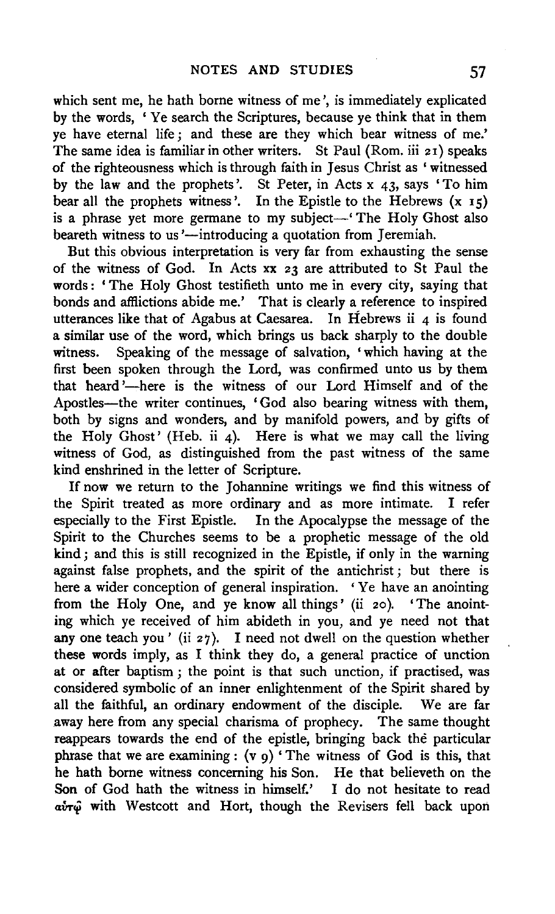which sent me, he hath borne witness of me', is immediately explicated by the words, 'Ye search the Scriptures, because ye think that in them ye have eternal life; and these are they which bear witness of me.' The same idea is familiar in other writers. St Paul (Rom. iii 21) speaks of the righteousness which is through faith in Jesus Christ as 'witnessed by the law and the prophets'. St Peter, in Acts x 43, says 'To him bear all the prophets witness'. In the Epistle to the Hebrews (x 15) is a phrase yet more germane to my subject—'The Holy Ghost also beareth witness to us'—introducing a quotation from Jeremiah.

But this obvious interpretation is very far from exhausting the sense of the witness of God. In Acts xx 23 are attributed to St Paul the words: 'The Holy Ghost testifieth unto me in every city, saying that bonds and afflictions abide me.' That is clearly a reference to inspired utterances like that of Agabus at Caesarea. In Hebrews ii 4 is found a similar use of the word, which brings us back sharply to the double witness. Speaking of the message of salvation, 'which having at the first been spoken through the Lord, was confirmed unto us by them that heard'—here is the witness of our Lord Himself and of the Apostles—the writer continues, 'God also bearing witness with them, both by signs and wonders, and by manifold powers, and by gifts of the Holy Ghost' (Heb. ii 4). Here is what we may call the living witness of God, as distinguished from the past witness of the same kind enshrined in the letter of Scripture.

If now we return to the Johannine writings we find this witness of the Spirit treated as more ordinary and as more intimate. I refer especially to the First Epistle. In the Apocalypse the message of the Spirit to the Churches seems to be a prophetic message of the old kind; and this is still recognized in the Epistle, if only in the warning against false prophets, and the spirit of the antichrist; but there is here a wider conception of general inspiration. 'Ye have an anointing from the Holy One, and ye know all things' (ii 20). 'The anointing which ye received of him abideth in you, and ye need not that any one teach you' (ii 27). I need not dwell on the question whether these words imply, as I think they do, a general practice of unction at or after baptism; the point is that such unction, if practised, was considered symbolic of an inner enlightenment of the Spirit shared by all the faithful, an ordinary endowment of the disciple. We are far away here from any special charisma of prophecy. The same thought reappears towards the end of the epistle, bringing back the particular phrase that we are examining: (v 9) 'The witness of God is this, that he hath borne witness concerning his Son. He that believeth on the Son of God hath the witness in himself.' I do not hesitate to read αὑτῷ with Westcott and Hort, though the Revisers fell back upon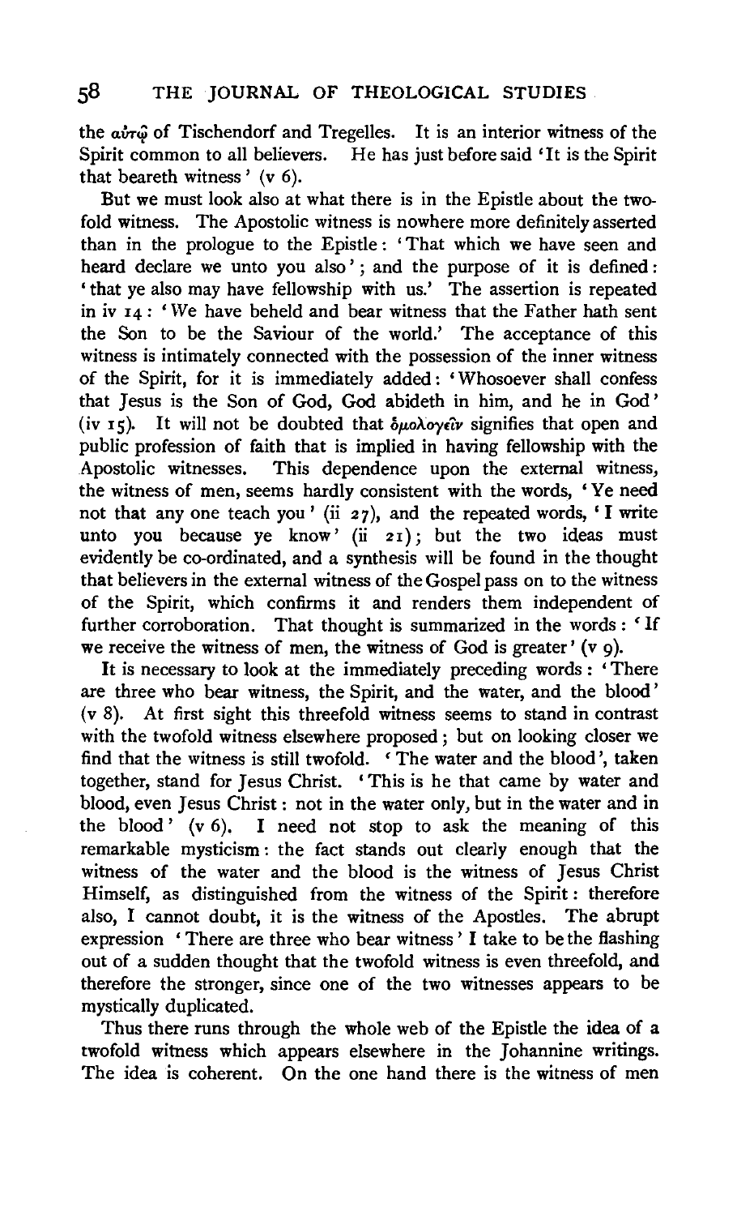the αὐτῷ of Tischendorf and Tregelles. It is an interior witness of the Spirit common to all believers. He has just before said 'It is the Spirit that beareth witness' (v 6).

But we must look also at what there is in the Epistle about the twofold witness. The Apostolic witness is nowhere more definitely asserted than in the prologue to the Epistle: 'That which we have seen and heard declare we unto you also'; and the purpose of it is defined: 'that ye also may have fellowship with us.' The assertion is repeated in iv 14: 'We have beheld and bear witness that the Father hath sent the Son to be the Saviour of the world.' The acceptance of this witness is intimately connected with the possession of the inner witness of the Spirit, for it is immediately added: 'Whosoever shall confess that Jesus is the Son of God, God abideth in him, and he in God' (iv 15). It will not be doubted that ὁμολογεῖν signifies that open and public profession of faith that is implied in having fellowship with the Apostolic witnesses. This dependence upon the external witness, the witness of men, seems hardly consistent with the words, 'Ye need not that any one teach you' (ii 27), and the repeated words, 'I write unto you because ye know' (ii 21); but the two ideas must evidently be co-ordinated, and a synthesis will be found in the thought that believers in the external witness of the Gospel pass on to the witness of the Spirit, which confirms it and renders them independent of further corroboration. That thought is summarized in the words: 'If we receive the witness of men, the witness of God is greater' (v 9).

It is necessary to look at the immediately preceding words: 'There are three who bear witness, the Spirit, and the water, and the blood' (v 8). At first sight this threefold witness seems to stand in contrast with the twofold witness elsewhere proposed; but on looking closer we find that the witness is still twofold. 'The water and the blood', taken together, stand for Jesus Christ. 'This is he that came by water and blood, even Jesus Christ: not in the water only, but in the water and in the blood' (v 6). I need not stop to ask the meaning of this remarkable mysticism: the fact stands out clearly enough that the witness of the water and the blood is the witness of Jesus Christ Himself, as distinguished from the witness of the Spirit: therefore also, I cannot doubt, it is the witness of the Apostles. The abrupt expression 'There are three who bear witness' I take to be the flashing out of a sudden thought that the twofold witness is even threefold, and therefore the stronger, since one of the two witnesses appears to be mystically duplicated.

Thus there runs through the whole web of the Epistle the idea of a twofold witness which appears elsewhere in the Johannine writings. The idea is coherent. On the one hand there is the witness of men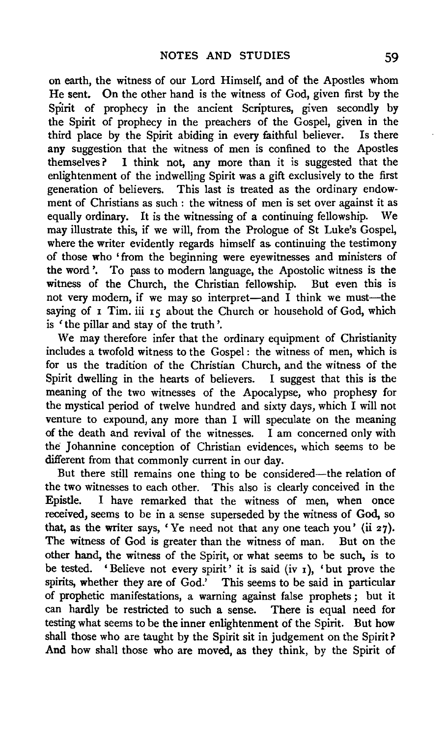on earth, the witness of our Lord Himself, and of the Apostles whom He sent. On the other hand is the witness of God, given first by the Spirit of prophecy in the ancient Scriptures, given secondly by the Spirit of prophecy in the preachers of the Gospel, given in the third place by the Spirit abiding in every faithful believer. Is there any suggestion that the witness of men is confined to the Apostles themselves? I think not, any more than it is suggested that the enlightenment of the indwelling Spirit was a gift exclusively to the first generation of believers. This last is treated as the ordinary endowment of Christians as such: the witness of men is set over against it as equally ordinary. It is the witnessing of a continuing fellowship. We may illustrate this, if we will, from the Prologue of St Luke's Gospel, where the writer evidently regards himself as continuing the testimony of those who 'from the beginning were eyewitnesses and ministers of the word'. To pass to modern language, the Apostolic witness is the witness of the Church, the Christian fellowship. But even this is not very modern, if we may so interpret—and I think we must—the saying of 1 Tim. iii 15 about the Church or household of God, which is 'the pillar and stay of the truth'.

We may therefore infer that the ordinary equipment of Christianity includes a twofold witness to the Gospel: the witness of men, which is for us the tradition of the Christian Church, and the witness of the Spirit dwelling in the hearts of believers. I suggest that this is the meaning of the two witnesses of the Apocalypse, who prophesy for the mystical period of twelve hundred and sixty days, which I will not venture to expound, any more than I will speculate on the meaning of the death and revival of the witnesses. I am concerned only with the Johannine conception of Christian evidences, which seems to be different from that commonly current in our day.

But there still remains one thing to be considered—the relation of the two witnesses to each other. This also is clearly conceived in the Epistle. I have remarked that the witness of men, when once received, seems to be in a sense superseded by the witness of God, so that, as the writer says, 'Ye need not that any one teach you' (ii 27). The witness of God is greater than the witness of man. But on the other hand, the witness of the Spirit, or what seems to be such, is to be tested. 'Believe not every spirit' it is said (iv 1), 'but prove the spirits, whether they are of God.' This seems to be said in particular of prophetic manifestations, a warning against false prophets; but it can hardly be restricted to such a sense. There is equal need for testing what seems to be the inner enlightenment of the Spirit. But how shall those who are taught by the Spirit sit in judgement on the Spirit? And how shall those who are moved, as they think, by the Spirit of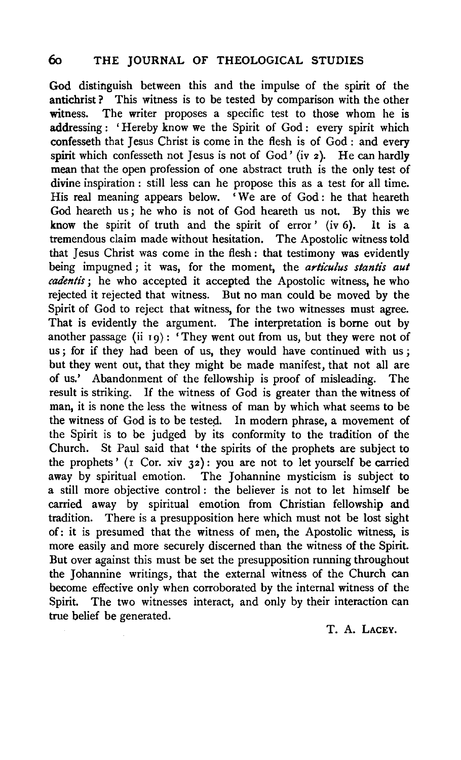God distinguish between this and the impulse of the spirit of the antichrist? This witness is to be tested by comparison with the other witness. The writer proposes a specific test to those whom he is addressing: 'Hereby know we the Spirit of God: every spirit which confesseth that Jesus Christ is come in the flesh is of God: and every spirit which confesseth not Jesus is not of God' (iv 2). He can hardly mean that the open profession of one abstract truth is the only test of divine inspiration: still less can he propose this as a test for all time. His real meaning appears below. 'We are of God: he that heareth God heareth us; he who is not of God heareth us not. By this we know the spirit of truth and the spirit of error' (iv 6). It is a tremendous claim made without hesitation. The Apostolic witness told that Jesus Christ was come in the flesh: that testimony was evidently being impugned; it was, for the moment, the *articulus stantis aut cadentis*; he who accepted it accepted the Apostolic witness, he who rejected it rejected that witness. But no man could be moved by the Spirit of God to reject that witness, for the two witnesses must agree. That is evidently the argument. The interpretation is borne out by another passage (ii 19): 'They went out from us, but they were not of us; for if they had been of us, they would have continued with us; but they went out, that they might be made manifest, that not all are of us.' Abandonment of the fellowship is proof of misleading. The result is striking. If the witness of God is greater than the witness of man, it is none the less the witness of man by which what seems to be the witness of God is to be tested. In modern phrase, a movement of the Spirit is to be judged by its conformity to the tradition of the Church. St Paul said that 'the spirits of the prophets are subject to the prophets' (1 Cor. xiv 32): you are not to let yourself be carried away by spiritual emotion. The Johannine mysticism is subject to a still more objective control: the believer is not to let himself be carried away by spiritual emotion from Christian fellowship and tradition. There is a presupposition here which must not be lost sight of: it is presumed that the witness of men, the Apostolic witness, is more easily and more securely discerned than the witness of the Spirit. But over against this must be set the presupposition running throughout the Johannine writings, that the external witness of the Church can become effective only when corroborated by the internal witness of the Spirit. The two witnesses interact, and only by their interaction can true belief be generated.

T. A. LACEY.